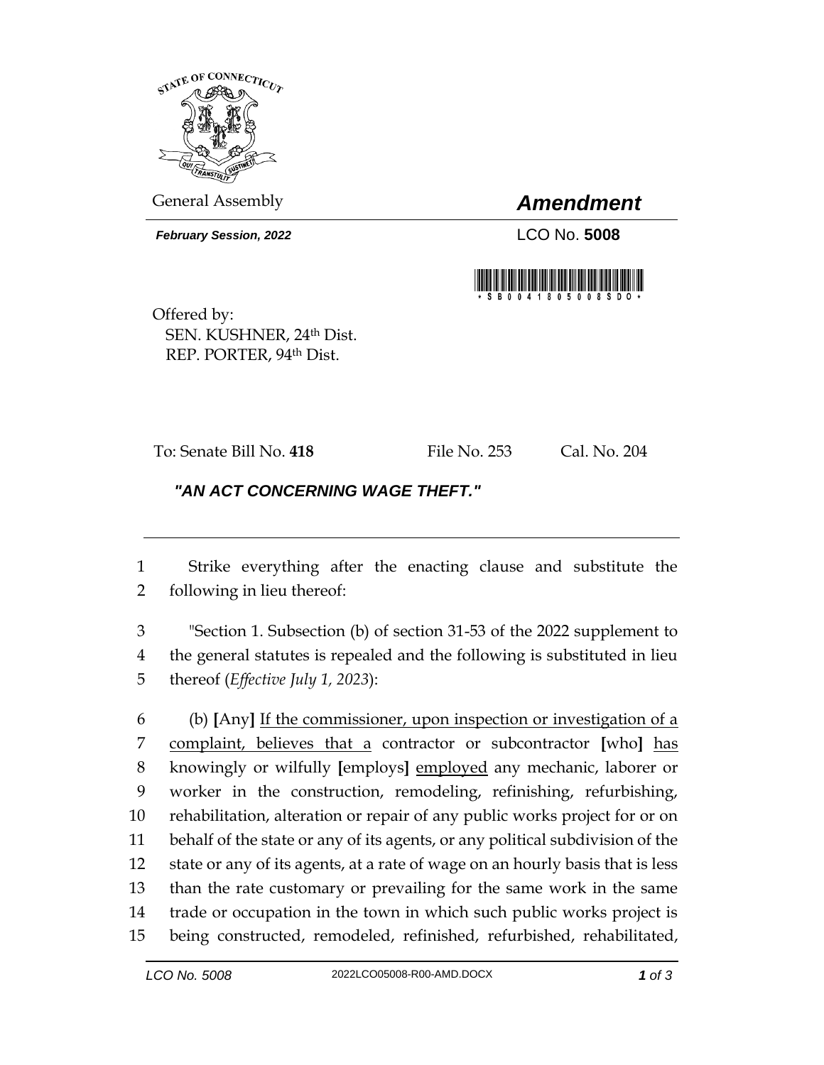General Assembly

# *Amendment*

***February Session, 2022***

LCO No. **5008**

Offered by:
SEN. KUSHNER, 24th Dist.
REP. PORTER, 94th Dist.

To: Senate Bill No. **418** File No. 253 Cal. No. 204

## ***"AN ACT CONCERNING WAGE THEFT."***

1 Strike everything after the enacting clause and substitute the
2 following in lieu thereof:

3 "Section 1. Subsection (b) of section 31-53 of the 2022 supplement to
4 the general statutes is repealed and the following is substituted in lieu
5 thereof (*Effective July 1, 2023*):

6 (b) **[**Any**]** <u>If the commissioner, upon inspection or investigation of a</u>
7 <u>complaint, believes that a</u> contractor or subcontractor **[**who**]** <u>has</u>
8 knowingly or wilfully **[**employs**]** <u>employed</u> any mechanic, laborer or
9 worker in the construction, remodeling, refinishing, refurbishing,
10 rehabilitation, alteration or repair of any public works project for or on
11 behalf of the state or any of its agents, or any political subdivision of the
12 state or any of its agents, at a rate of wage on an hourly basis that is less
13 than the rate customary or prevailing for the same work in the same
14 trade or occupation in the town in which such public works project is
15 being constructed, remodeled, refinished, refurbished, rehabilitated,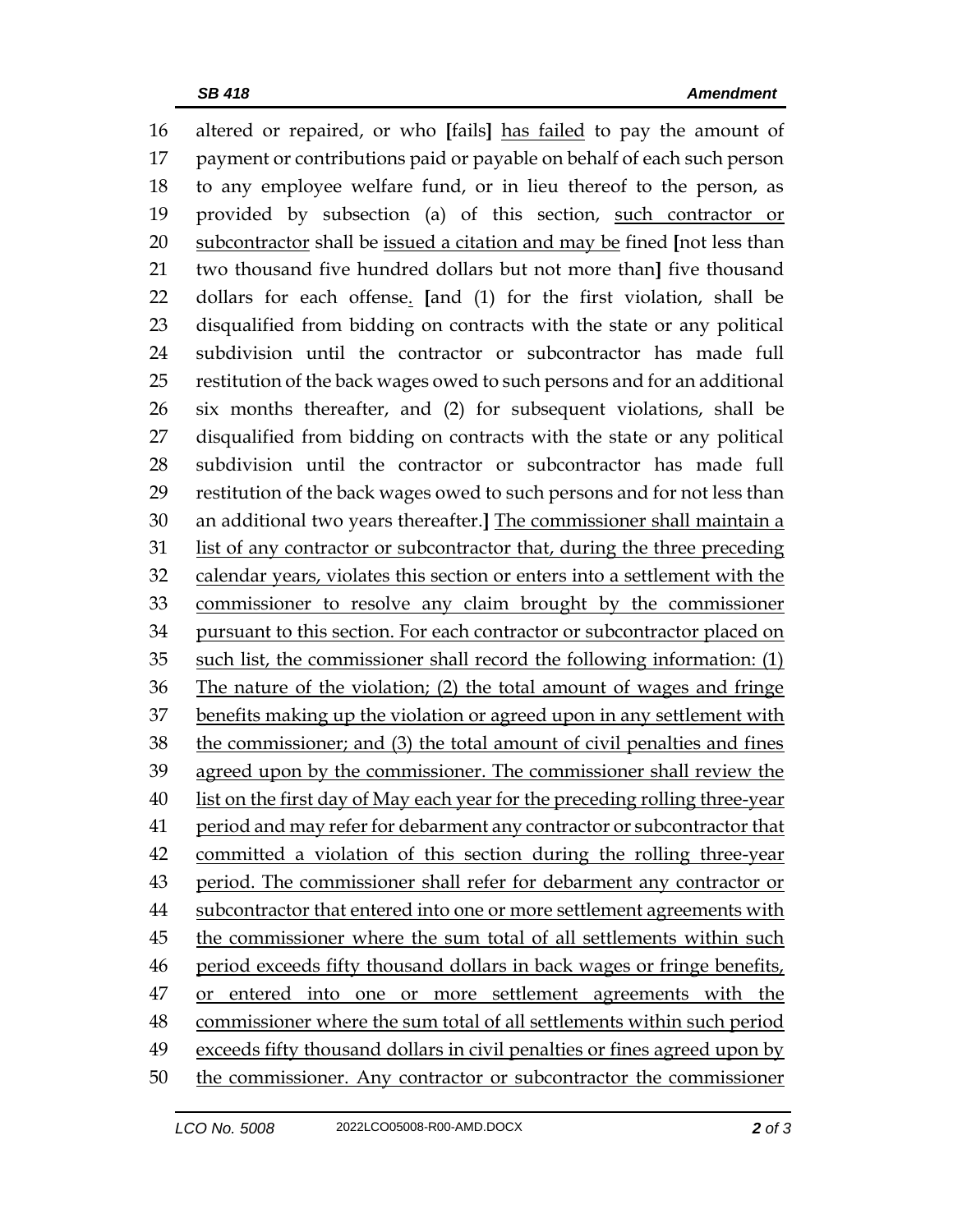16 altered or repaired, or who [fails] has failed to pay the amount of
17 payment or contributions paid or payable on behalf of each such person
18 to any employee welfare fund, or in lieu thereof to the person, as
19 provided by subsection (a) of this section, such contractor or
20 subcontractor shall be issued a citation and may be fined [not less than
21 two thousand five hundred dollars but not more than] five thousand
22 dollars for each offense. [and (1) for the first violation, shall be
23 disqualified from bidding on contracts with the state or any political
24 subdivision until the contractor or subcontractor has made full
25 restitution of the back wages owed to such persons and for an additional
26 six months thereafter, and (2) for subsequent violations, shall be
27 disqualified from bidding on contracts with the state or any political
28 subdivision until the contractor or subcontractor has made full
29 restitution of the back wages owed to such persons and for not less than
30 an additional two years thereafter.] The commissioner shall maintain a
31 list of any contractor or subcontractor that, during the three preceding
32 calendar years, violates this section or enters into a settlement with the
33 commissioner to resolve any claim brought by the commissioner
34 pursuant to this section. For each contractor or subcontractor placed on
35 such list, the commissioner shall record the following information: (1)
36 The nature of the violation; (2) the total amount of wages and fringe
37 benefits making up the violation or agreed upon in any settlement with
38 the commissioner; and (3) the total amount of civil penalties and fines
39 agreed upon by the commissioner. The commissioner shall review the
40 list on the first day of May each year for the preceding rolling three-year
41 period and may refer for debarment any contractor or subcontractor that
42 committed a violation of this section during the rolling three-year
43 period. The commissioner shall refer for debarment any contractor or
44 subcontractor that entered into one or more settlement agreements with
45 the commissioner where the sum total of all settlements within such
46 period exceeds fifty thousand dollars in back wages or fringe benefits,
47 or entered into one or more settlement agreements with the
48 commissioner where the sum total of all settlements within such period
49 exceeds fifty thousand dollars in civil penalties or fines agreed upon by
50 the commissioner. Any contractor or subcontractor the commissioner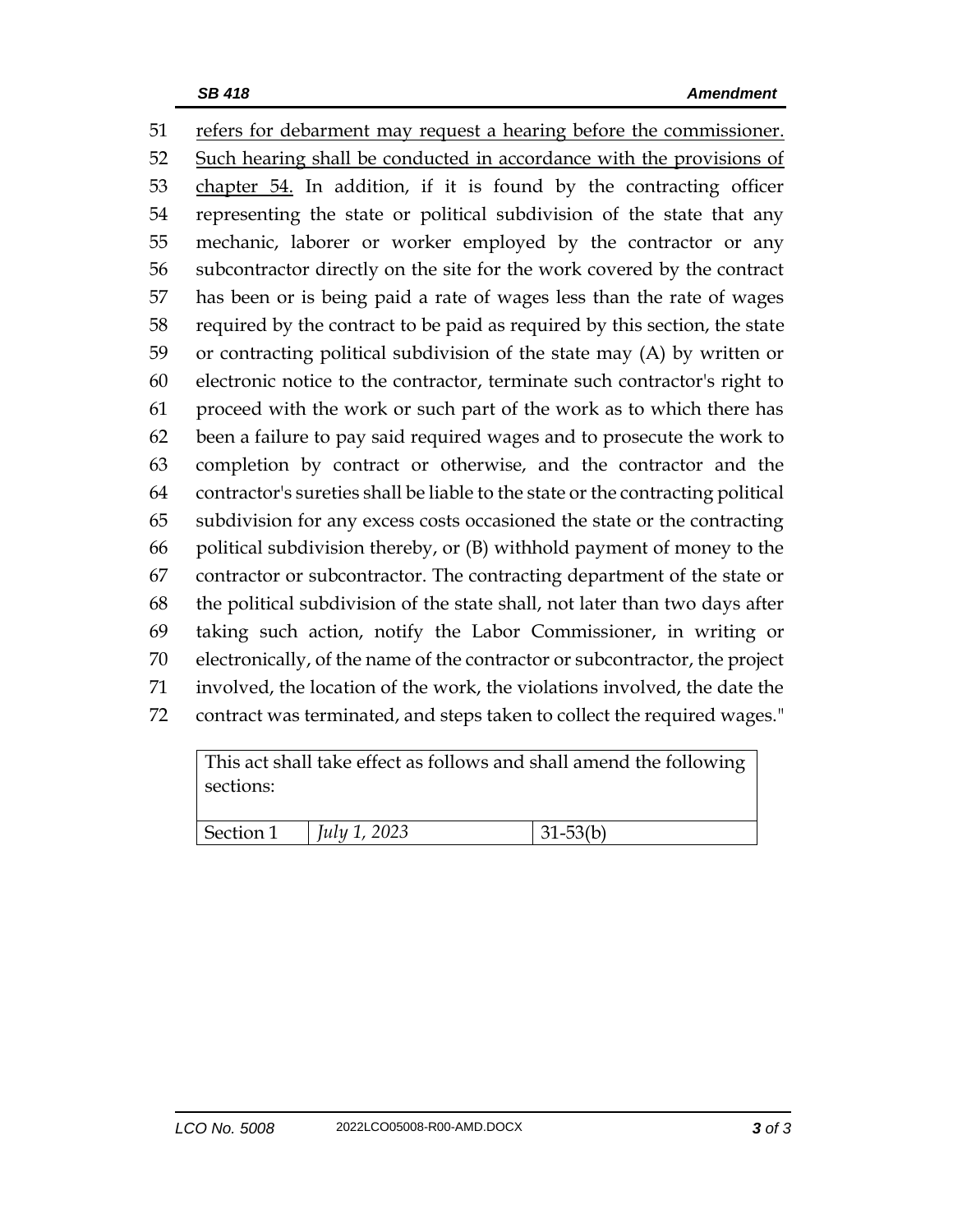refers for debarment may request a hearing before the commissioner. Such hearing shall be conducted in accordance with the provisions of chapter 54. In addition, if it is found by the contracting officer representing the state or political subdivision of the state that any mechanic, laborer or worker employed by the contractor or any subcontractor directly on the site for the work covered by the contract has been or is being paid a rate of wages less than the rate of wages required by the contract to be paid as required by this section, the state or contracting political subdivision of the state may (A) by written or electronic notice to the contractor, terminate such contractor's right to proceed with the work or such part of the work as to which there has been a failure to pay said required wages and to prosecute the work to completion by contract or otherwise, and the contractor and the contractor's sureties shall be liable to the state or the contracting political subdivision for any excess costs occasioned the state or the contracting political subdivision thereby, or (B) withhold payment of money to the contractor or subcontractor. The contracting department of the state or the political subdivision of the state shall, not later than two days after taking such action, notify the Labor Commissioner, in writing or electronically, of the name of the contractor or subcontractor, the project involved, the location of the work, the violations involved, the date the contract was terminated, and steps taken to collect the required wages."

| This act shall take effect as follows and shall amend the following sections: | | |
|---|---|---|
| Section 1 | *July 1, 2023* | 31-53(b) |